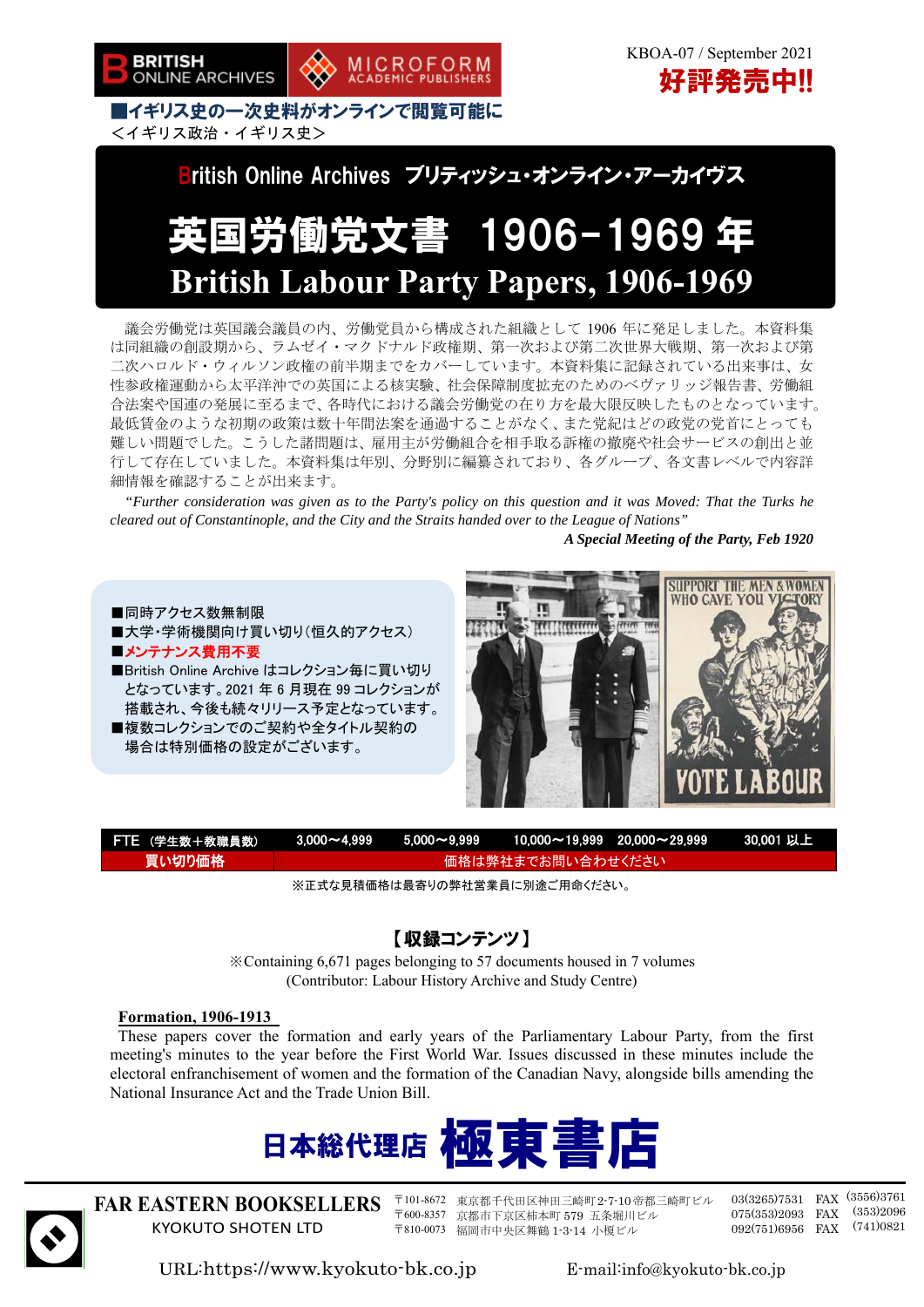BRITISH ONLINE ARCHIVES / MICROFORM ACADEMIC PUBLISHERS

KBOA-07 / September 2021

**好評発売中!!**

**■イギリス史の一次史料がオンラインで閲覧可能に**

＜イギリス政治・イギリス史＞

British Online Archives ブリティッシュ・オンライン・アーカイヴス

# 英国労働党文書 1906-1969 年

# British Labour Party Papers, 1906-1969

議会労働党は英国議会議員の内、労働党員から構成された組織として 1906 年に発足しました。本資料集は同組織の創設期から、ラムゼイ・マクドナルド政権期、第一次および第二次世界大戦期、第一次および第二次ハロルド・ウィルソン政権の前半期までをカバーしています。本資料集に記録されている出来事は、女性参政権運動から太平洋沖での英国による核実験、社会保障制度拡充のためのベヴァリッジ報告書、労働組合法案や国連の発展に至るまで、各時代における議会労働党の在り方を最大限反映したものとなっています。最低賃金のような初期の政策は数十年間法案を通過することがなく、また党紀はどの政党の党首にとっても難しい問題でした。こうした諸問題は、雇用主が労働組合を相手取る訴権の撤廃や社会サービスの創出と並行して存在していました。本資料集は年別、分野別に編纂されており、各グループ、各文書レベルで内容詳細情報を確認することが出来ます。

*"Further consideration was given as to the Party's policy on this question and it was Moved: That the Turks he cleared out of Constantinople, and the City and the Straits handed over to the League of Nations"*

***A Special Meeting of the Party, Feb 1920***

- ■同時アクセス数無制限
- ■大学・学術機関向け買い切り(恒久的アクセス)
- ■メンテナンス費用不要
- ■British Online Archive はコレクション毎に買い切りとなっています。2021 年 6 月現在 99 コレクションが搭載され、今後も続々リリース予定となっています。
- ■複数コレクションでのご契約や全タイトル契約の場合は特別価格の設定がございます。

| FTE (学生数＋教職員数) | 3,000～4,999 | 5,000～9,999 | 10,000～19,999 | 20,000～29,999 | 30,001 以上 |
|---|---|---|---|---|---|
| 買い切り価格 | 価格は弊社までお問い合わせください | | | | |

※正式な見積価格は最寄りの弊社営業員に別途ご用命ください。

## 【収録コンテンツ】

※Containing 6,671 pages belonging to 57 documents housed in 7 volumes
(Contributor: Labour History Archive and Study Centre)

**Formation, 1906-1913**

These papers cover the formation and early years of the Parliamentary Labour Party, from the first meeting's minutes to the year before the First World War. Issues discussed in these minutes include the electoral enfranchisement of women and the formation of the Canadian Navy, alongside bills amending the National Insurance Act and the Trade Union Bill.

**日本総代理店 極東書店**

FAR EASTERN BOOKSELLERS
KYOKUTO SHOTEN LTD

〒101-8672 東京都千代田区神田三崎町2-7-10帝都三崎町ビル 03(3265)7531 FAX (3556)3761
〒600-8357 京都市下京区柿本町 579 五条堀川ビル 075(353)2093 FAX (353)2096
〒810-0073 福岡市中央区舞鶴 1-3-14 小榎ビル 092(751)6956 FAX (741)0821

URL:https://www.kyokuto-bk.co.jp E-mail:info@kyokuto-bk.co.jp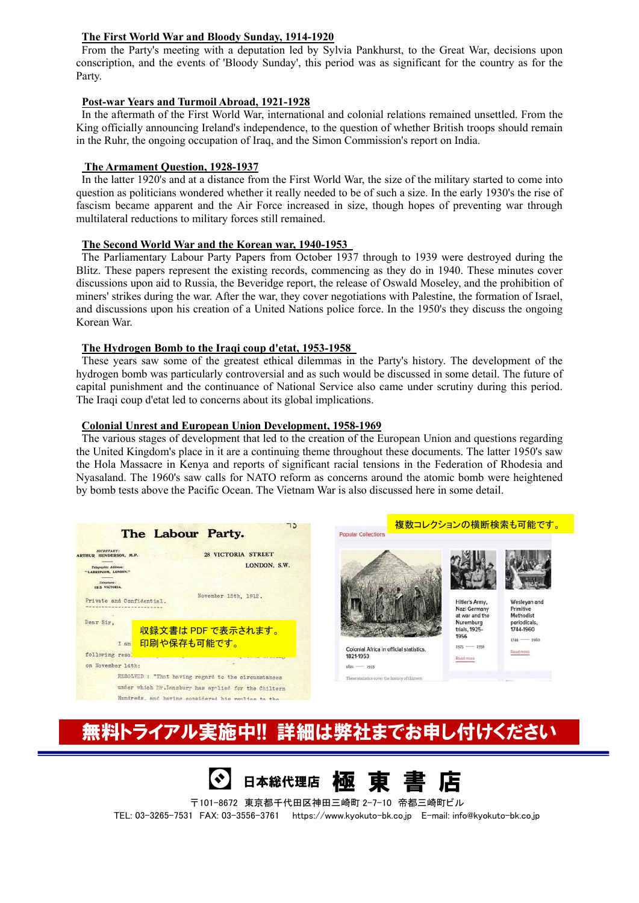## The First World War and Bloody Sunday, 1914-1920

From the Party's meeting with a deputation led by Sylvia Pankhurst, to the Great War, decisions upon conscription, and the events of 'Bloody Sunday', this period was as significant for the country as for the Party.

## Post-war Years and Turmoil Abroad, 1921-1928

In the aftermath of the First World War, international and colonial relations remained unsettled. From the King officially announcing Ireland's independence, to the question of whether British troops should remain in the Ruhr, the ongoing occupation of Iraq, and the Simon Commission's report on India.

## The Armament Question, 1928-1937

In the latter 1920's and at a distance from the First World War, the size of the military started to come into question as politicians wondered whether it really needed to be of such a size. In the early 1930's the rise of fascism became apparent and the Air Force increased in size, though hopes of preventing war through multilateral reductions to military forces still remained.

## The Second World War and the Korean war, 1940-1953

The Parliamentary Labour Party Papers from October 1937 through to 1939 were destroyed during the Blitz. These papers represent the existing records, commencing as they do in 1940. These minutes cover discussions upon aid to Russia, the Beveridge report, the release of Oswald Moseley, and the prohibition of miners' strikes during the war. After the war, they cover negotiations with Palestine, the formation of Israel, and discussions upon his creation of a United Nations police force. In the 1950's they discuss the ongoing Korean War.

## The Hydrogen Bomb to the Iraqi coup d'etat, 1953-1958

These years saw some of the greatest ethical dilemmas in the Party's history. The development of the hydrogen bomb was particularly controversial and as such would be discussed in some detail. The future of capital punishment and the continuance of National Service also came under scrutiny during this period. The Iraqi coup d'etat led to concerns about its global implications.

## Colonial Unrest and European Union Development, 1958-1969

The various stages of development that led to the creation of the European Union and questions regarding the United Kingdom's place in it are a continuing theme throughout these documents. The latter 1950's saw the Hola Massacre in Kenya and reports of significant racial tensions in the Federation of Rhodesia and Nyasaland. The 1960's saw calls for NATO reform as concerns around the atomic bomb were heightened by bomb tests above the Pacific Ocean. The Vietnam War is also discussed here in some detail.

収録文書は PDF で表示されます。印刷や保存も可能です。

複数コレクションの横断検索も可能です。

**無料トライアル実施中!! 詳細は弊社までお申し付けください**

日本総代理店 **極 東 書 店**

〒101-8672 東京都千代田区神田三崎町 2-7-10 帝都三崎町ビル

TEL: 03-3265-7531 FAX: 03-3556-3761 https://www.kyokuto-bk.co.jp E-mail: info@kyokuto-bk.co.jp